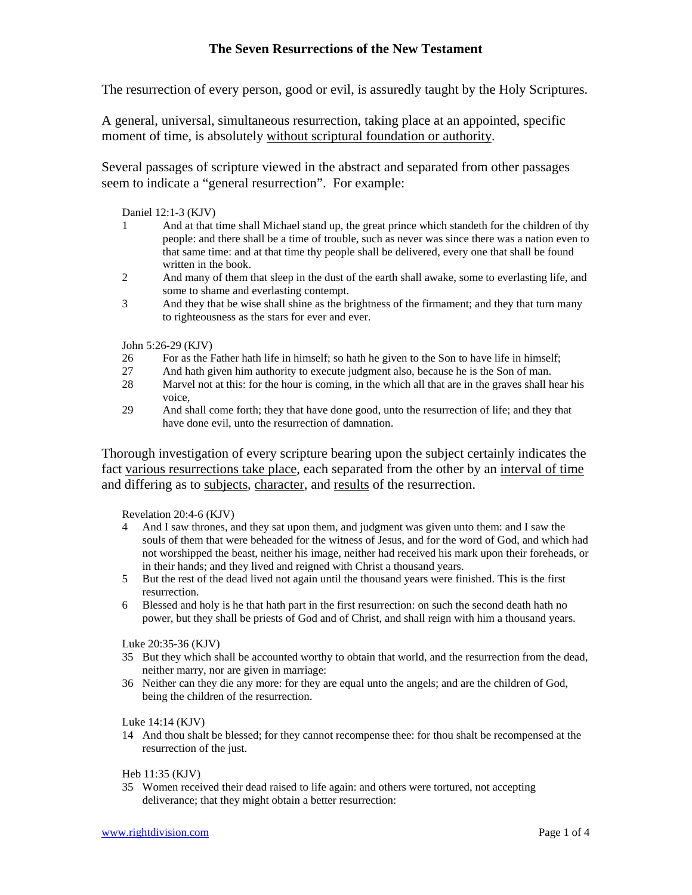# The Seven Resurrections of the New Testament

The resurrection of every person, good or evil, is assuredly taught by the Holy Scriptures.

A general, universal, simultaneous resurrection, taking place at an appointed, specific moment of time, is absolutely <u>without scriptural foundation or authority</u>.

Several passages of scripture viewed in the abstract and separated from other passages seem to indicate a "general resurrection". For example:

Daniel 12:1-3 (KJV)

1 And at that time shall Michael stand up, the great prince which standeth for the children of thy people: and there shall be a time of trouble, such as never was since there was a nation even to that same time: and at that time thy people shall be delivered, every one that shall be found written in the book.

2 And many of them that sleep in the dust of the earth shall awake, some to everlasting life, and some to shame and everlasting contempt.

3 And they that be wise shall shine as the brightness of the firmament; and they that turn many to righteousness as the stars for ever and ever.

John 5:26-29 (KJV)

26 For as the Father hath life in himself; so hath he given to the Son to have life in himself;

27 And hath given him authority to execute judgment also, because he is the Son of man.

28 Marvel not at this: for the hour is coming, in the which all that are in the graves shall hear his voice,

29 And shall come forth; they that have done good, unto the resurrection of life; and they that have done evil, unto the resurrection of damnation.

Thorough investigation of every scripture bearing upon the subject certainly indicates the fact <u>various resurrections take place</u>, each separated from the other by an <u>interval of time</u> and differing as to <u>subjects</u>, <u>character</u>, and <u>results</u> of the resurrection.

Revelation 20:4-6 (KJV)

4 And I saw thrones, and they sat upon them, and judgment was given unto them: and I saw the souls of them that were beheaded for the witness of Jesus, and for the word of God, and which had not worshipped the beast, neither his image, neither had received his mark upon their foreheads, or in their hands; and they lived and reigned with Christ a thousand years.

5 But the rest of the dead lived not again until the thousand years were finished. This is the first resurrection.

6 Blessed and holy is he that hath part in the first resurrection: on such the second death hath no power, but they shall be priests of God and of Christ, and shall reign with him a thousand years.

Luke 20:35-36 (KJV)

35 But they which shall be accounted worthy to obtain that world, and the resurrection from the dead, neither marry, nor are given in marriage:

36 Neither can they die any more: for they are equal unto the angels; and are the children of God, being the children of the resurrection.

Luke 14:14 (KJV)

14 And thou shalt be blessed; for they cannot recompense thee: for thou shalt be recompensed at the resurrection of the just.

Heb 11:35 (KJV)

35 Women received their dead raised to life again: and others were tortured, not accepting deliverance; that they might obtain a better resurrection: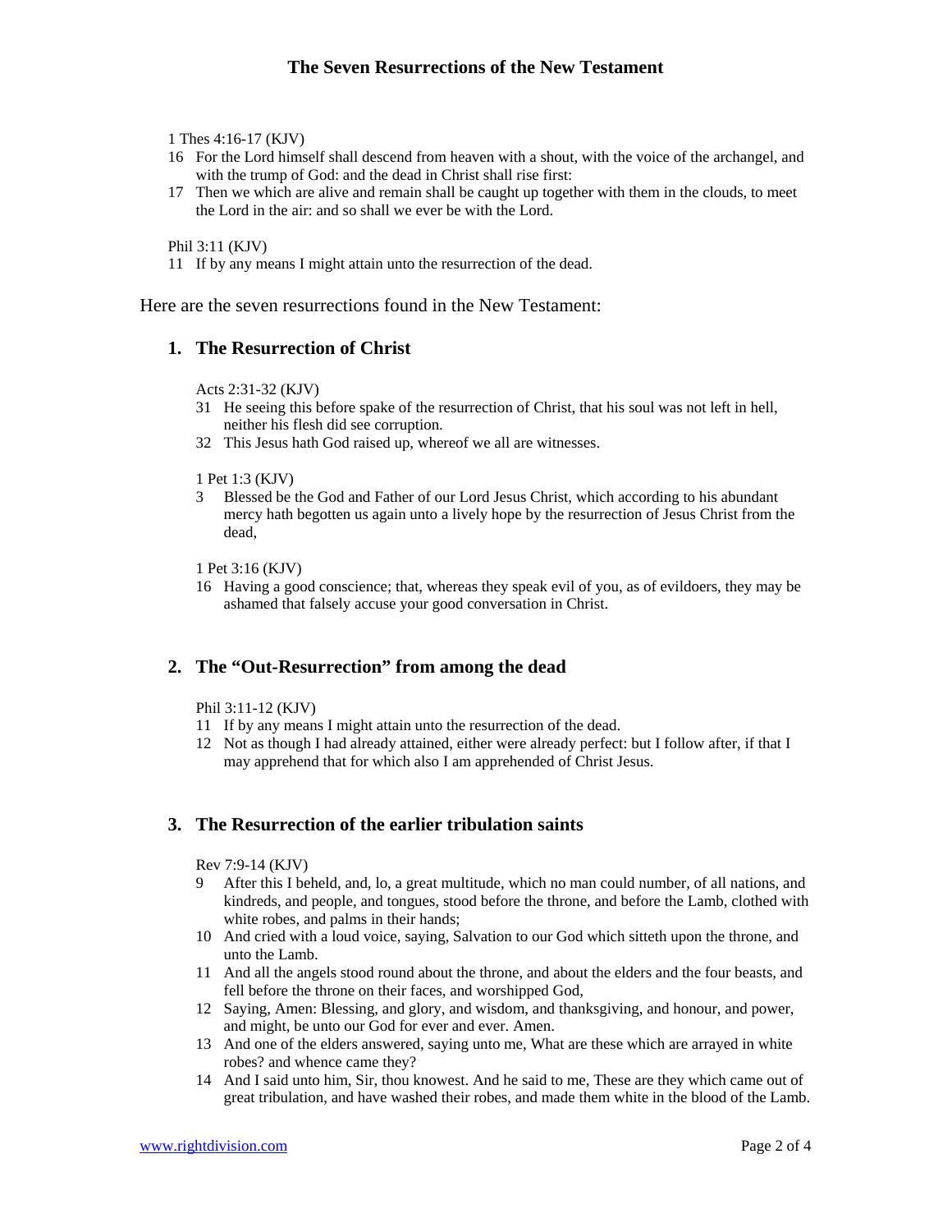1 Thes 4:16-17 (KJV)

16 For the Lord himself shall descend from heaven with a shout, with the voice of the archangel, and with the trump of God: and the dead in Christ shall rise first:

17 Then we which are alive and remain shall be caught up together with them in the clouds, to meet the Lord in the air: and so shall we ever be with the Lord.

Phil 3:11 (KJV)

11 If by any means I might attain unto the resurrection of the dead.

Here are the seven resurrections found in the New Testament:

## 1. The Resurrection of Christ

Acts 2:31-32 (KJV)

31 He seeing this before spake of the resurrection of Christ, that his soul was not left in hell, neither his flesh did see corruption.

32 This Jesus hath God raised up, whereof we all are witnesses.

1 Pet 1:3 (KJV)

3 Blessed be the God and Father of our Lord Jesus Christ, which according to his abundant mercy hath begotten us again unto a lively hope by the resurrection of Jesus Christ from the dead,

1 Pet 3:16 (KJV)

16 Having a good conscience; that, whereas they speak evil of you, as of evildoers, they may be ashamed that falsely accuse your good conversation in Christ.

## 2. The "Out-Resurrection" from among the dead

Phil 3:11-12 (KJV)

11 If by any means I might attain unto the resurrection of the dead.

12 Not as though I had already attained, either were already perfect: but I follow after, if that I may apprehend that for which also I am apprehended of Christ Jesus.

## 3. The Resurrection of the earlier tribulation saints

Rev 7:9-14 (KJV)

9 After this I beheld, and, lo, a great multitude, which no man could number, of all nations, and kindreds, and people, and tongues, stood before the throne, and before the Lamb, clothed with white robes, and palms in their hands;

10 And cried with a loud voice, saying, Salvation to our God which sitteth upon the throne, and unto the Lamb.

11 And all the angels stood round about the throne, and about the elders and the four beasts, and fell before the throne on their faces, and worshipped God,

12 Saying, Amen: Blessing, and glory, and wisdom, and thanksgiving, and honour, and power, and might, be unto our God for ever and ever. Amen.

13 And one of the elders answered, saying unto me, What are these which are arrayed in white robes? and whence came they?

14 And I said unto him, Sir, thou knowest. And he said to me, These are they which came out of great tribulation, and have washed their robes, and made them white in the blood of the Lamb.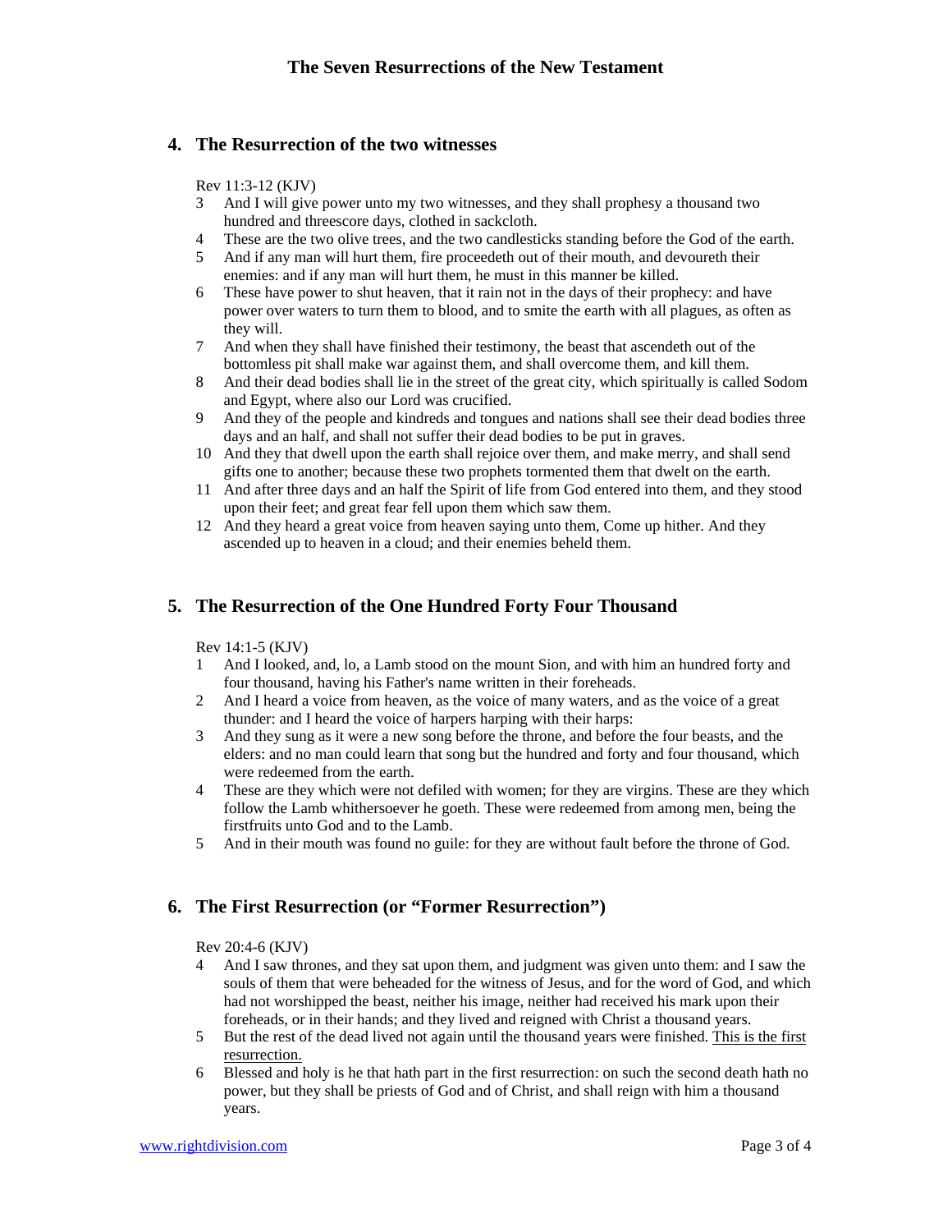## 4. The Resurrection of the two witnesses

Rev 11:3-12 (KJV)

3 And I will give power unto my two witnesses, and they shall prophesy a thousand two hundred and threescore days, clothed in sackcloth.
4 These are the two olive trees, and the two candlesticks standing before the God of the earth.
5 And if any man will hurt them, fire proceedeth out of their mouth, and devoureth their enemies: and if any man will hurt them, he must in this manner be killed.
6 These have power to shut heaven, that it rain not in the days of their prophecy: and have power over waters to turn them to blood, and to smite the earth with all plagues, as often as they will.
7 And when they shall have finished their testimony, the beast that ascendeth out of the bottomless pit shall make war against them, and shall overcome them, and kill them.
8 And their dead bodies shall lie in the street of the great city, which spiritually is called Sodom and Egypt, where also our Lord was crucified.
9 And they of the people and kindreds and tongues and nations shall see their dead bodies three days and an half, and shall not suffer their dead bodies to be put in graves.
10 And they that dwell upon the earth shall rejoice over them, and make merry, and shall send gifts one to another; because these two prophets tormented them that dwelt on the earth.
11 And after three days and an half the Spirit of life from God entered into them, and they stood upon their feet; and great fear fell upon them which saw them.
12 And they heard a great voice from heaven saying unto them, Come up hither. And they ascended up to heaven in a cloud; and their enemies beheld them.

## 5. The Resurrection of the One Hundred Forty Four Thousand

Rev 14:1-5 (KJV)

1 And I looked, and, lo, a Lamb stood on the mount Sion, and with him an hundred forty and four thousand, having his Father's name written in their foreheads.
2 And I heard a voice from heaven, as the voice of many waters, and as the voice of a great thunder: and I heard the voice of harpers harping with their harps:
3 And they sung as it were a new song before the throne, and before the four beasts, and the elders: and no man could learn that song but the hundred and forty and four thousand, which were redeemed from the earth.
4 These are they which were not defiled with women; for they are virgins. These are they which follow the Lamb whithersoever he goeth. These were redeemed from among men, being the firstfruits unto God and to the Lamb.
5 And in their mouth was found no guile: for they are without fault before the throne of God.

## 6. The First Resurrection (or "Former Resurrection")

Rev 20:4-6 (KJV)

4 And I saw thrones, and they sat upon them, and judgment was given unto them: and I saw the souls of them that were beheaded for the witness of Jesus, and for the word of God, and which had not worshipped the beast, neither his image, neither had received his mark upon their foreheads, or in their hands; and they lived and reigned with Christ a thousand years.
5 But the rest of the dead lived not again until the thousand years were finished. <u>This is the first resurrection.</u>
6 Blessed and holy is he that hath part in the first resurrection: on such the second death hath no power, but they shall be priests of God and of Christ, and shall reign with him a thousand years.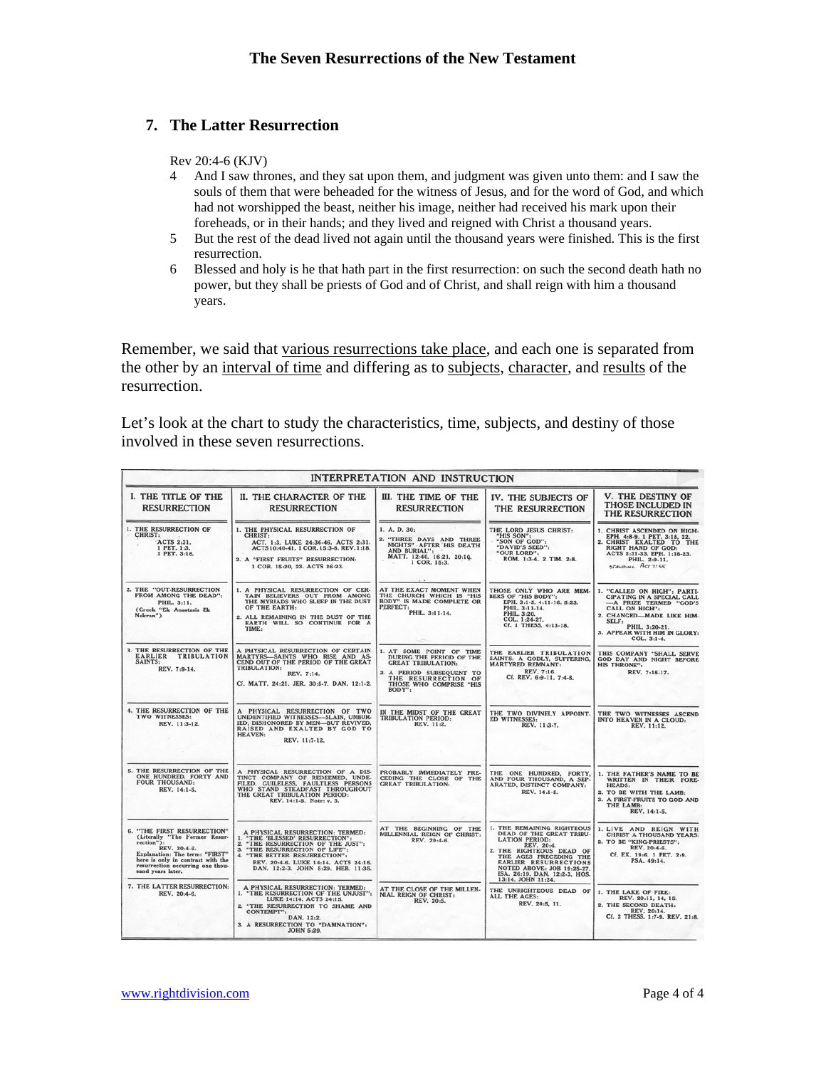## 7. The Latter Resurrection

Rev 20:4-6 (KJV)

4 And I saw thrones, and they sat upon them, and judgment was given unto them: and I saw the souls of them that were beheaded for the witness of Jesus, and for the word of God, and which had not worshipped the beast, neither his image, neither had received his mark upon their foreheads, or in their hands; and they lived and reigned with Christ a thousand years.

5 But the rest of the dead lived not again until the thousand years were finished. This is the first resurrection.

6 Blessed and holy is he that hath part in the first resurrection: on such the second death hath no power, but they shall be priests of God and of Christ, and shall reign with him a thousand years.

Remember, we said that various resurrections take place, and each one is separated from the other by an interval of time and differing as to subjects, character, and results of the resurrection.

Let's look at the chart to study the characteristics, time, subjects, and destiny of those involved in these seven resurrections.

INTERPRETATION AND INSTRUCTION

| I. THE TITLE OF THE RESURRECTION | II. THE CHARACTER OF THE RESURRECTION | III. THE TIME OF THE RESURRECTION | IV. THE SUBJECTS OF THE RESURRECTION | V. THE DESTINY OF THOSE INCLUDED IN THE RESURRECTION |
|---|---|---|---|---|
| 1. THE RESURRECTION OF CHRIST: ACTS 2:31. 1 PET. 1:3. 1 PET. 3:18. | 1. THE PHYSICAL RESURRECTION OF CHRIST: ACT. 1:3. LUKE 24:36-46. ACTS 2:31. ACTS 10:40-41. 1 COR. 15:3-8. REV. 1:18. 2. A "FIRST FRUITS" RESURRECTION: 1 COR. 15:20, 23. ACTS 26:23. | 1. A. D. 30: 2. "THREE DAYS AND THREE NIGHTS" AFTER HIS DEATH AND BURIAL": MATT. 12:40. 16:21. 20:19. 1 COR. 15:3. | THE LORD JESUS CHRIST: "HIS SON"; "SON OF GOD"; "DAVID'S SEED"; "OUR LORD". ROM. 1:3-4. 2 TIM. 2:8. | 1. CHRIST ASCENDED ON HIGH: EPH. 4:8-9. 1 PET. 3:18, 22. 2. CHRIST EXALTED TO THE RIGHT HAND OF GOD: ACTS 2:31-33. EPH. 1:18-23. PHIL. 2:9-11. STANDING ACT 7:55 |
| 2. THE "OUT-RESURRECTION FROM AMONG THE DEAD": PHIL. 3:11. (Greek "Ek Anastasis Ek Nekron") | 1. A PHYSICAL RESURRECTION OF CERTAIN BELIEVERS OUT FROM AMONG THE MYRIADS WHO SLEEP IN THE DUST OF THE EARTH: 2. ALL REMAINING IN THE DUST OF THE EARTH WILL SO CONTINUE FOR A TIME: | AT THE EXACT MOMENT WHEN THE CHURCH WHICH IS "HIS BODY" IS MADE COMPLETE OR PERFECT: PHIL. 3:11-14. | THOSE ONLY WHO ARE MEMBERS OF "HIS BODY": EPH. 3:1-5. 4:11-16. 5:23. PHIL. 3:11-14. PHIL. 3:20. COL. 1:24-27. Cf. 1 THESS. 4:13-18. | 1. "CALLED ON HIGH": PARTICIPATING IN A SPECIAL CALL —A PRIZE TERMED "GOD'S CALL ON HIGH": 2. CHANGED—MADE LIKE HIMSELF: PHIL. 3:20-21. 3. APPEAR WITH HIM IN GLORY: COL. 3:1-4. |
| 3. THE RESURRECTION OF THE EARLIER TRIBULATION SAINTS: REV. 7:9-14. | A PHYSICAL RESURRECTION OF CERTAIN MARTYRS—SAINTS WHO RISE AND ASCEND OUT OF THE PERIOD OF THE GREAT TRIBULATION: REV. 7:14. Cf. MATT. 24:21. JER. 30:5-7. DAN. 12:1-2. | 1. AT SOME POINT OF TIME DURING THE PERIOD OF THE GREAT TRIBULATION: 2. A PERIOD SUBSEQUENT TO THE RESURRECTION OF THOSE WHO COMPRISE "HIS BODY": | THE EARLIER TRIBULATION SAINTS: A GODLY, SUFFERING, MARTYRED REMNANT: REV. 7:16. Cf. REV. 6:9-11. 7:4-8. | THIS COMPANY "SHALL SERVE GOD DAY AND NIGHT BEFORE HIS THRONE": REV. 7:15-17. |
| 4. THE RESURRECTION OF THE TWO WITNESSES: REV. 11:3-12. | A PHYSICAL RESURRECTION OF TWO UNIDENTIFIED WITNESSES—SLAIN, UNBURIED, DISHONORED BY MEN—BUT REVIVED, RAISED AND EXALTED BY GOD TO HEAVEN: REV. 11:7-12. | IN THE MIDST OF THE GREAT TRIBULATION PERIOD: REV. 11:2. | THE TWO DIVINELY APPOINTED WITNESSES: REV. 11:3-7. | THE TWO WITNESSES ASCEND INTO HEAVEN IN A CLOUD: REV. 11:12. |
| 5. THE RESURRECTION OF THE ONE HUNDRED, FORTY AND FOUR THOUSAND: REV. 14:1-5. | A PHYSICAL RESURRECTION OF A DISTINCT COMPANY OF REDEEMED, UNDEFILED, GUILELESS, FAULTLESS PERSONS WHO STAND STEADFAST THROUGHOUT THE GREAT TRIBULATION PERIOD: REV. 14:1-5. Note: v. 3. | PROBABLY IMMEDIATELY PRECEDING THE CLOSE OF THE GREAT TRIBULATION. | THE ONE HUNDRED, FORTY, AND FOUR THOUSAND, A SEPARATED, DISTINCT COMPANY: REV. 14:1-5. | 1. THE FATHER'S NAME TO BE WRITTEN IN THEIR FOREHEADS: 2. TO BE WITH THE LAMB: 3. A FIRST-FRUITS TO GOD AND THE LAMB: REV. 14:1-5. |
| 6. "THE FIRST RESURRECTION" (Literally "The Former Resurrection"): REV. 20:4-6. Explanation: The term: "FIRST" here is only in contrast with the resurrection occurring one thousand years later. | A PHYSICAL RESURRECTION: TERMED: 1. "THE 'BLESSED' RESURRECTION": 2. "THE RESURRECTION OF THE JUST": 3. "THE RESURRECTION OF LIFE": 4. "THE BETTER RESURRECTION": REV. 20:4-6. LUKE 14:14. ACTS 24:15. DAN. 12:2-3. JOHN 5:29. HEB. 11:35. | AT THE BEGINNING OF THE MILLENNIAL REIGN OF CHRIST: REV. 20:4-6. | 1. THE REMAINING RIGHTEOUS DEAD OF THE GREAT TRIBULATION PERIOD: REV. 20:4. 2. THE RIGHTEOUS DEAD OF THE AGES PRECEDING THE EARLIER RESURRECTIONS NOTED ABOVE: JOB 19:25-27. ISA. 26:19. DAN. 12:2-3. HOS. 13:14. JOHN 11:24. | 1. LIVE AND REIGN WITH CHRIST A THOUSAND YEARS: 2. TO BE "KING-PRIESTS": REV. 20:4-6. Cf. EX. 19:6. 1 PET. 2:9. PSA. 49:14. |
| 7. THE LATTER RESURRECTION: REV. 20:4-6. | A PHYSICAL RESURRECTION: TERMED: 1. "THE RESURRECTION OF THE UNJUST": LUKE 14:14. ACTS 24:15. 2. "THE RESURRECTION TO SHAME AND CONTEMPT": DAN. 12:2. 3. A RESURRECTION TO "DAMNATION": JOHN 5:29. | AT THE CLOSE OF THE MILLENNIAL REIGN OF CHRIST: REV. 20:5. | THE UNRIGHTEOUS DEAD OF ALL THE AGES: REV. 20:5, 11. | 1. THE LAKE OF FIRE: REV. 20:11, 14, 15. 2. THE SECOND DEATH: REV. 20:14. Cf. 2 THESS. 1:7-9. REV. 21:8. |

www.rightdivision.com